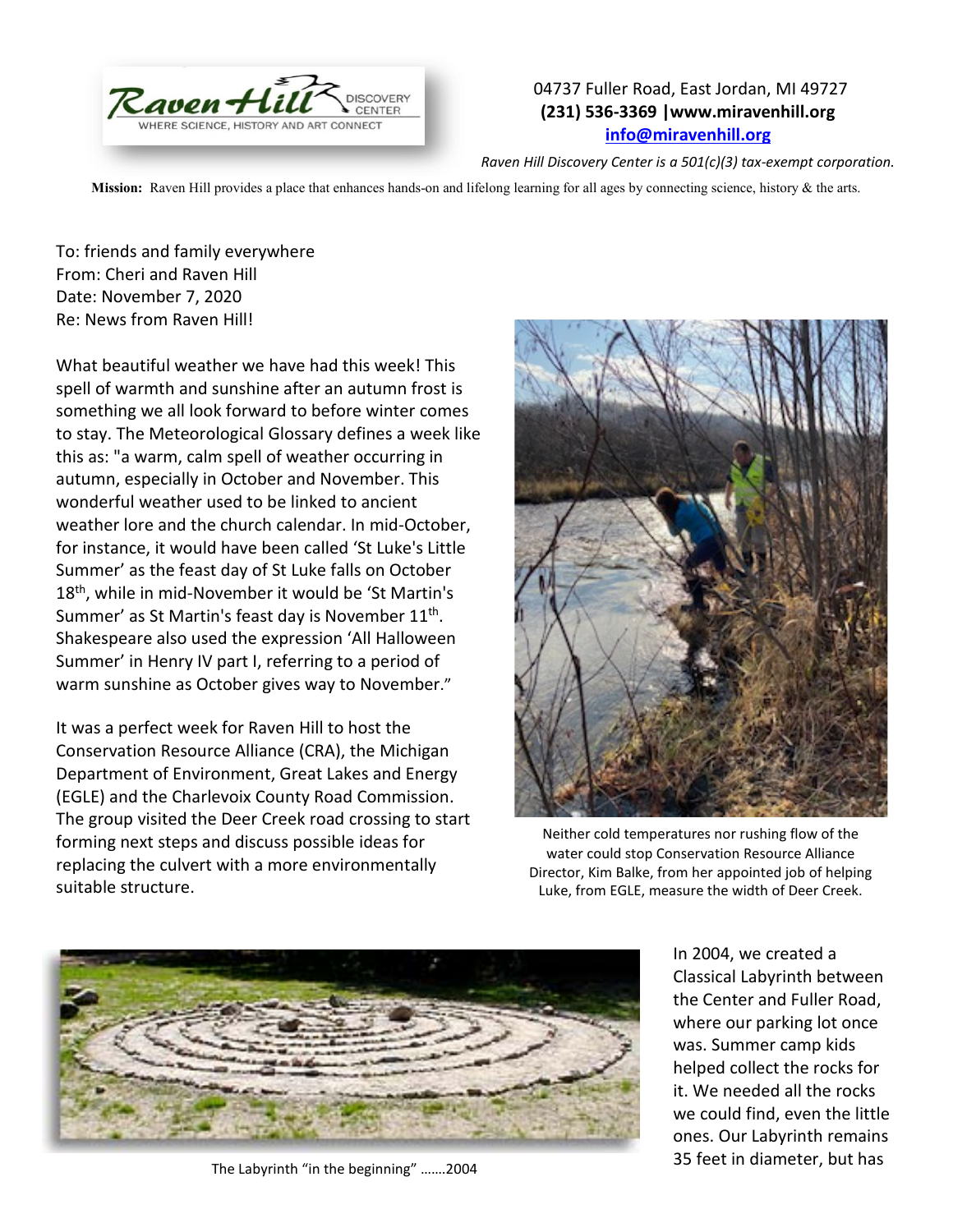Raven Hill Discovery Center — WHERE SCIENCE, HISTORY AND ART CONNECT

04737 Fuller Road, East Jordan, MI 49727
**(231) 536-3369 |www.miravenhill.org**
**info@miravenhill.org**

*Raven Hill Discovery Center is a 501(c)(3) tax-exempt corporation.*

**Mission:** Raven Hill provides a place that enhances hands-on and lifelong learning for all ages by connecting science, history & the arts.

To: friends and family everywhere
From: Cheri and Raven Hill
Date: November 7, 2020
Re: News from Raven Hill!

What beautiful weather we have had this week! This spell of warmth and sunshine after an autumn frost is something we all look forward to before winter comes to stay. The Meteorological Glossary defines a week like this as: "a warm, calm spell of weather occurring in autumn, especially in October and November. This wonderful weather used to be linked to ancient weather lore and the church calendar. In mid-October, for instance, it would have been called 'St Luke's Little Summer' as the feast day of St Luke falls on October 18th, while in mid-November it would be 'St Martin's Summer' as St Martin's feast day is November 11th. Shakespeare also used the expression 'All Halloween Summer' in Henry IV part I, referring to a period of warm sunshine as October gives way to November."

It was a perfect week for Raven Hill to host the Conservation Resource Alliance (CRA), the Michigan Department of Environment, Great Lakes and Energy (EGLE) and the Charlevoix County Road Commission. The group visited the Deer Creek road crossing to start forming next steps and discuss possible ideas for replacing the culvert with a more environmentally suitable structure.

Neither cold temperatures nor rushing flow of the water could stop Conservation Resource Alliance Director, Kim Balke, from her appointed job of helping Luke, from EGLE, measure the width of Deer Creek.

In 2004, we created a Classical Labyrinth between the Center and Fuller Road, where our parking lot once was. Summer camp kids helped collect the rocks for it. We needed all the rocks we could find, even the little ones. Our Labyrinth remains 35 feet in diameter, but has

The Labyrinth "in the beginning" …….2004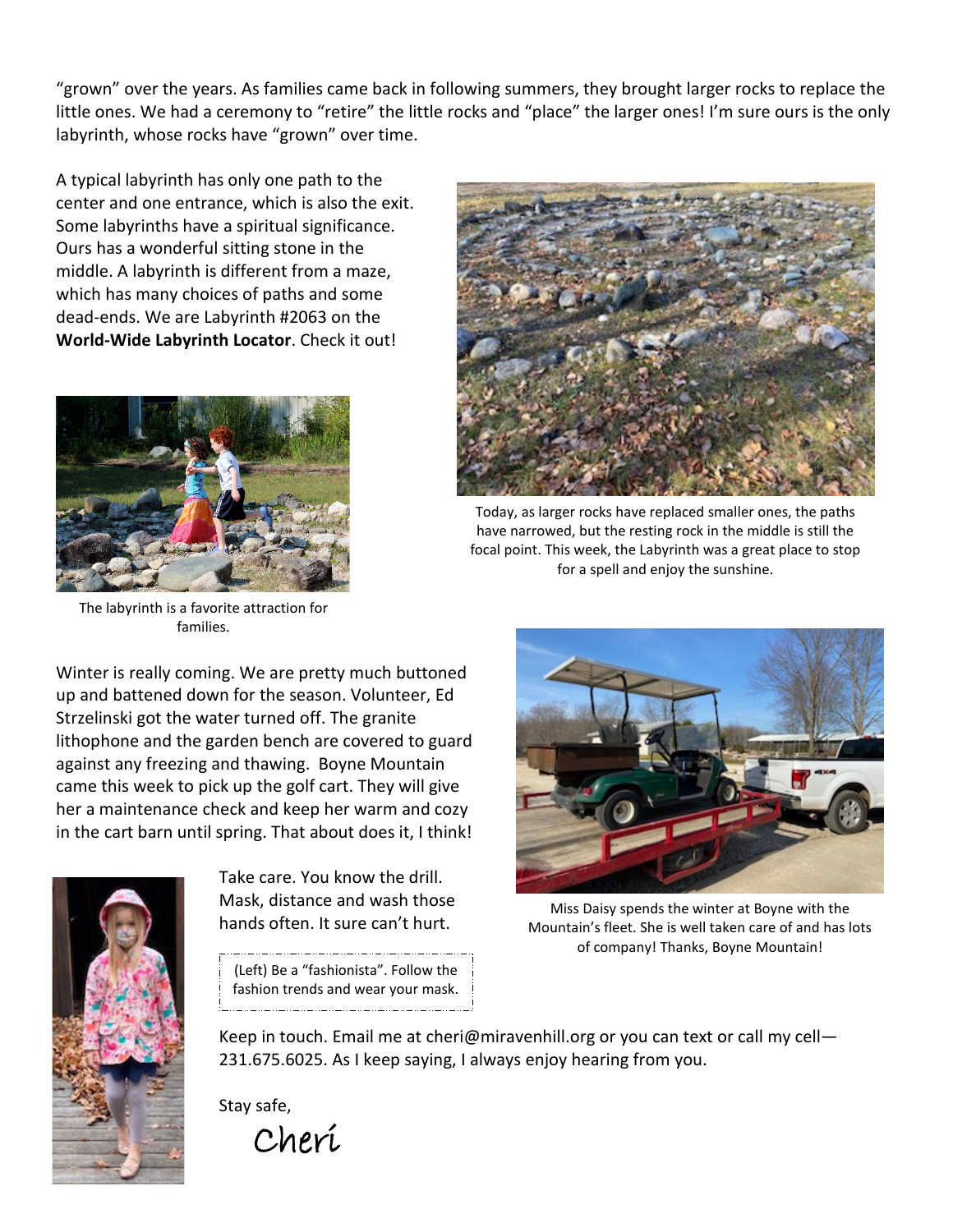"grown" over the years. As families came back in following summers, they brought larger rocks to replace the little ones. We had a ceremony to "retire" the little rocks and "place" the larger ones! I'm sure ours is the only labyrinth, whose rocks have "grown" over time.

A typical labyrinth has only one path to the center and one entrance, which is also the exit. Some labyrinths have a spiritual significance. Ours has a wonderful sitting stone in the middle. A labyrinth is different from a maze, which has many choices of paths and some dead-ends. We are Labyrinth #2063 on the **World-Wide Labyrinth Locator**. Check it out!

Today, as larger rocks have replaced smaller ones, the paths have narrowed, but the resting rock in the middle is still the focal point. This week, the Labyrinth was a great place to stop for a spell and enjoy the sunshine.

The labyrinth is a favorite attraction for families.

Winter is really coming. We are pretty much buttoned up and battened down for the season. Volunteer, Ed Strzelinski got the water turned off. The granite lithophone and the garden bench are covered to guard against any freezing and thawing. Boyne Mountain came this week to pick up the golf cart. They will give her a maintenance check and keep her warm and cozy in the cart barn until spring. That about does it, I think!

Miss Daisy spends the winter at Boyne with the Mountain's fleet. She is well taken care of and has lots of company! Thanks, Boyne Mountain!

Take care. You know the drill. Mask, distance and wash those hands often. It sure can't hurt.

(Left) Be a "fashionista". Follow the fashion trends and wear your mask.

Keep in touch. Email me at cheri@miravenhill.org or you can text or call my cell—231.675.6025. As I keep saying, I always enjoy hearing from you.

Stay safe,

Cheri